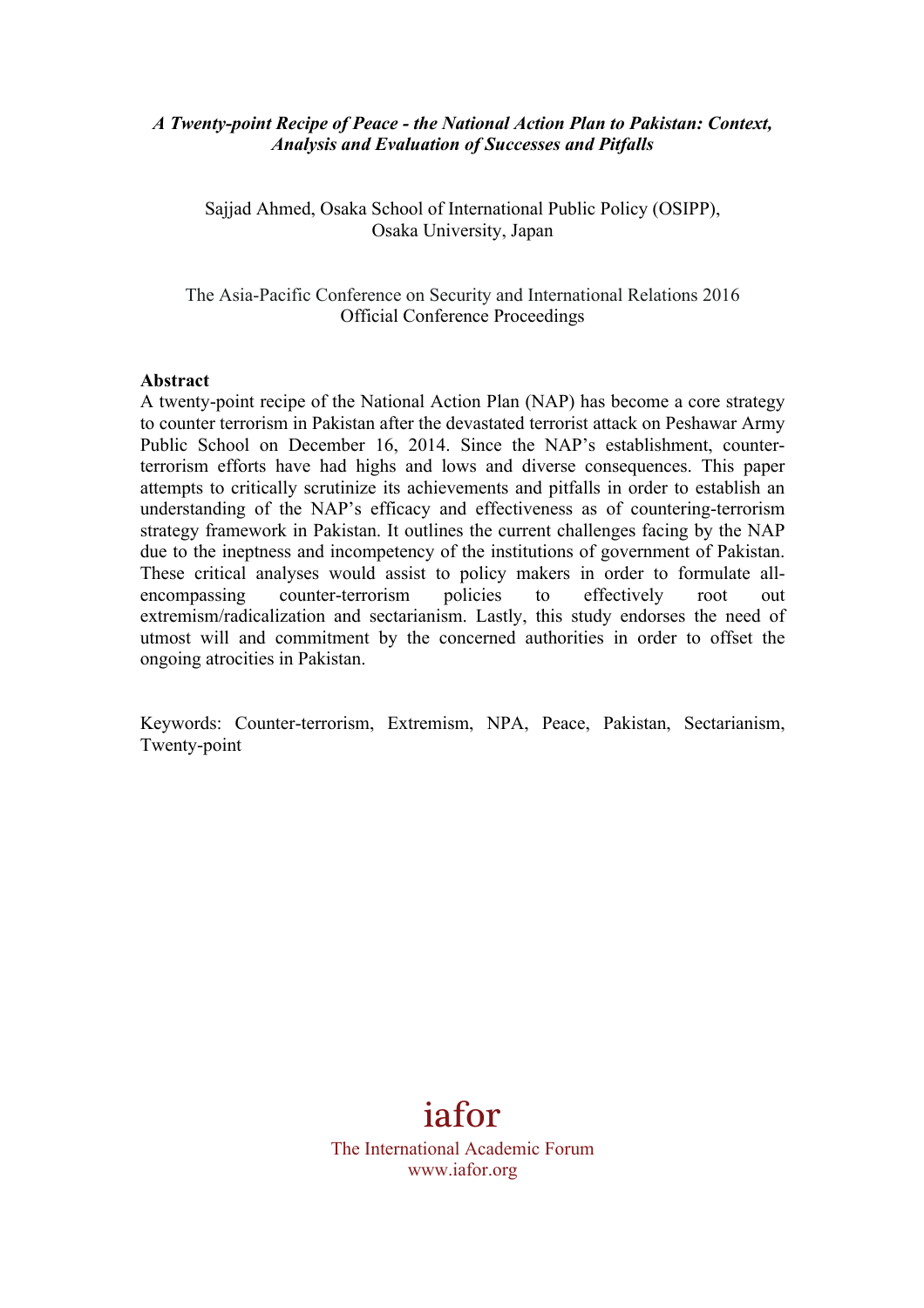***A Twenty-point Recipe of Peace - the National Action Plan to Pakistan: Context, Analysis and Evaluation of Successes and Pitfalls***

Sajjad Ahmed, Osaka School of International Public Policy (OSIPP), Osaka University, Japan

The Asia-Pacific Conference on Security and International Relations 2016
Official Conference Proceedings

**Abstract**

A twenty-point recipe of the National Action Plan (NAP) has become a core strategy to counter terrorism in Pakistan after the devastated terrorist attack on Peshawar Army Public School on December 16, 2014. Since the NAP's establishment, counter-terrorism efforts have had highs and lows and diverse consequences. This paper attempts to critically scrutinize its achievements and pitfalls in order to establish an understanding of the NAP's efficacy and effectiveness as of countering-terrorism strategy framework in Pakistan. It outlines the current challenges facing by the NAP due to the ineptness and incompetency of the institutions of government of Pakistan. These critical analyses would assist to policy makers in order to formulate all-encompassing counter-terrorism policies to effectively root out extremism/radicalization and sectarianism. Lastly, this study endorses the need of utmost will and commitment by the concerned authorities in order to offset the ongoing atrocities in Pakistan.

Keywords: Counter-terrorism, Extremism, NPA, Peace, Pakistan, Sectarianism, Twenty-point

iafor
The International Academic Forum
www.iafor.org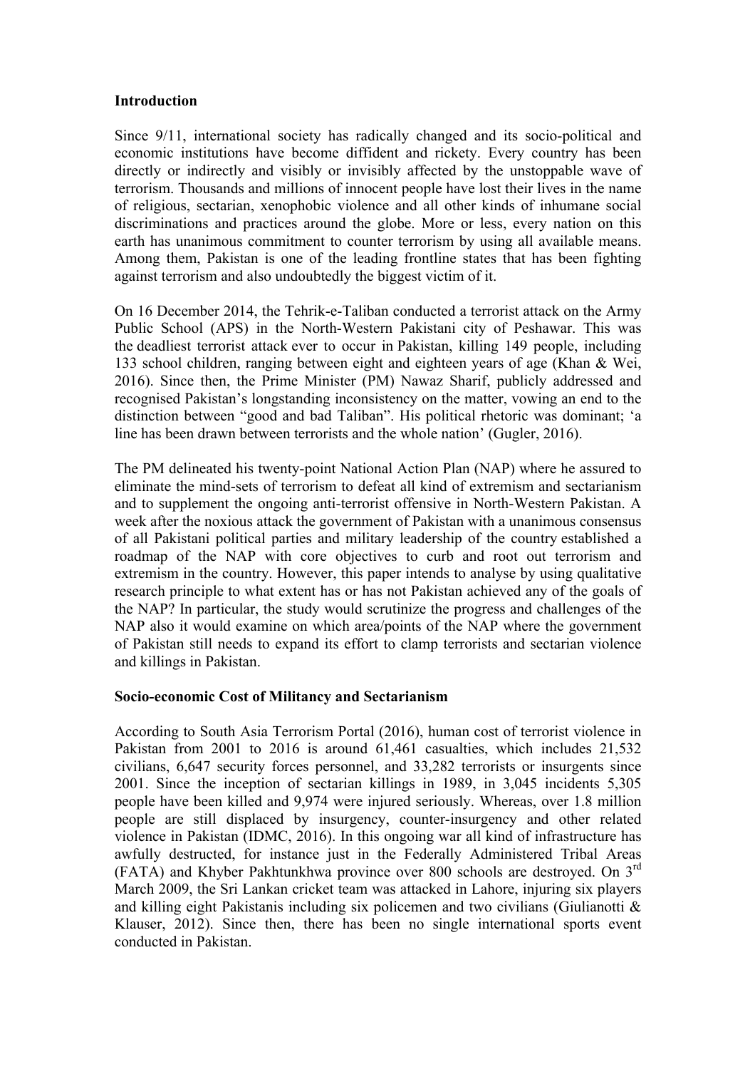## Introduction

Since 9/11, international society has radically changed and its socio-political and economic institutions have become diffident and rickety. Every country has been directly or indirectly and visibly or invisibly affected by the unstoppable wave of terrorism. Thousands and millions of innocent people have lost their lives in the name of religious, sectarian, xenophobic violence and all other kinds of inhumane social discriminations and practices around the globe. More or less, every nation on this earth has unanimous commitment to counter terrorism by using all available means. Among them, Pakistan is one of the leading frontline states that has been fighting against terrorism and also undoubtedly the biggest victim of it.

On 16 December 2014, the Tehrik-e-Taliban conducted a terrorist attack on the Army Public School (APS) in the North-Western Pakistani city of Peshawar. This was the deadliest terrorist attack ever to occur in Pakistan, killing 149 people, including 133 school children, ranging between eight and eighteen years of age (Khan & Wei, 2016). Since then, the Prime Minister (PM) Nawaz Sharif, publicly addressed and recognised Pakistan's longstanding inconsistency on the matter, vowing an end to the distinction between "good and bad Taliban". His political rhetoric was dominant; 'a line has been drawn between terrorists and the whole nation' (Gugler, 2016).

The PM delineated his twenty-point National Action Plan (NAP) where he assured to eliminate the mind-sets of terrorism to defeat all kind of extremism and sectarianism and to supplement the ongoing anti-terrorist offensive in North-Western Pakistan. A week after the noxious attack the government of Pakistan with a unanimous consensus of all Pakistani political parties and military leadership of the country established a roadmap of the NAP with core objectives to curb and root out terrorism and extremism in the country. However, this paper intends to analyse by using qualitative research principle to what extent has or has not Pakistan achieved any of the goals of the NAP? In particular, the study would scrutinize the progress and challenges of the NAP also it would examine on which area/points of the NAP where the government of Pakistan still needs to expand its effort to clamp terrorists and sectarian violence and killings in Pakistan.

## Socio-economic Cost of Militancy and Sectarianism

According to South Asia Terrorism Portal (2016), human cost of terrorist violence in Pakistan from 2001 to 2016 is around 61,461 casualties, which includes 21,532 civilians, 6,647 security forces personnel, and 33,282 terrorists or insurgents since 2001. Since the inception of sectarian killings in 1989, in 3,045 incidents 5,305 people have been killed and 9,974 were injured seriously. Whereas, over 1.8 million people are still displaced by insurgency, counter-insurgency and other related violence in Pakistan (IDMC, 2016). In this ongoing war all kind of infrastructure has awfully destructed, for instance just in the Federally Administered Tribal Areas (FATA) and Khyber Pakhtunkhwa province over 800 schools are destroyed. On 3rd March 2009, the Sri Lankan cricket team was attacked in Lahore, injuring six players and killing eight Pakistanis including six policemen and two civilians (Giulianotti & Klauser, 2012). Since then, there has been no single international sports event conducted in Pakistan.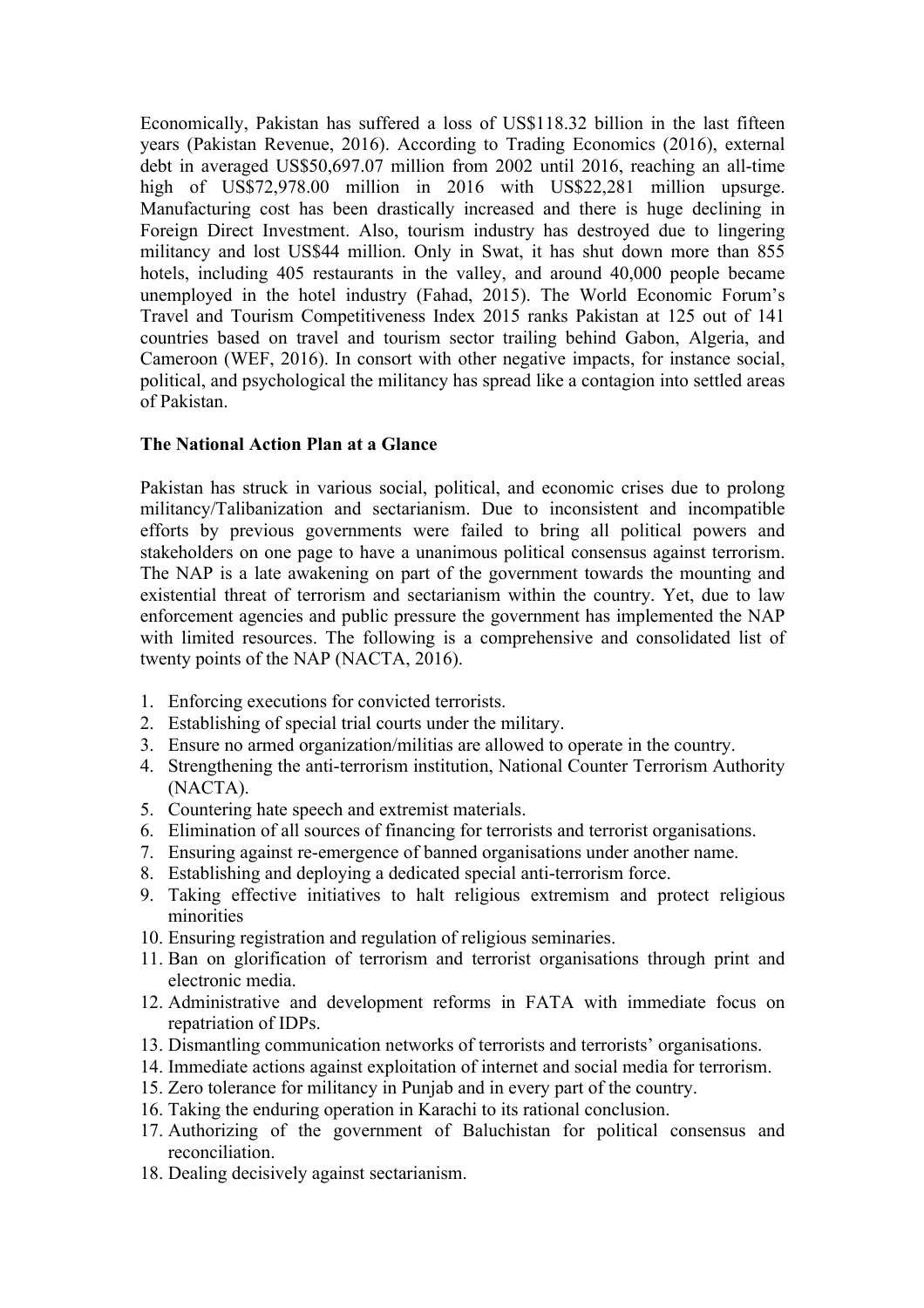Economically, Pakistan has suffered a loss of US$118.32 billion in the last fifteen years (Pakistan Revenue, 2016). According to Trading Economics (2016), external debt in averaged US$50,697.07 million from 2002 until 2016, reaching an all-time high of US$72,978.00 million in 2016 with US$22,281 million upsurge. Manufacturing cost has been drastically increased and there is huge declining in Foreign Direct Investment. Also, tourism industry has destroyed due to lingering militancy and lost US$44 million. Only in Swat, it has shut down more than 855 hotels, including 405 restaurants in the valley, and around 40,000 people became unemployed in the hotel industry (Fahad, 2015). The World Economic Forum's Travel and Tourism Competitiveness Index 2015 ranks Pakistan at 125 out of 141 countries based on travel and tourism sector trailing behind Gabon, Algeria, and Cameroon (WEF, 2016). In consort with other negative impacts, for instance social, political, and psychological the militancy has spread like a contagion into settled areas of Pakistan.

**The National Action Plan at a Glance**

Pakistan has struck in various social, political, and economic crises due to prolong militancy/Talibanization and sectarianism. Due to inconsistent and incompatible efforts by previous governments were failed to bring all political powers and stakeholders on one page to have a unanimous political consensus against terrorism. The NAP is a late awakening on part of the government towards the mounting and existential threat of terrorism and sectarianism within the country. Yet, due to law enforcement agencies and public pressure the government has implemented the NAP with limited resources. The following is a comprehensive and consolidated list of twenty points of the NAP (NACTA, 2016).

1. Enforcing executions for convicted terrorists.
2. Establishing of special trial courts under the military.
3. Ensure no armed organization/militias are allowed to operate in the country.
4. Strengthening the anti-terrorism institution, National Counter Terrorism Authority (NACTA).
5. Countering hate speech and extremist materials.
6. Elimination of all sources of financing for terrorists and terrorist organisations.
7. Ensuring against re-emergence of banned organisations under another name.
8. Establishing and deploying a dedicated special anti-terrorism force.
9. Taking effective initiatives to halt religious extremism and protect religious minorities
10. Ensuring registration and regulation of religious seminaries.
11. Ban on glorification of terrorism and terrorist organisations through print and electronic media.
12. Administrative and development reforms in FATA with immediate focus on repatriation of IDPs.
13. Dismantling communication networks of terrorists and terrorists' organisations.
14. Immediate actions against exploitation of internet and social media for terrorism.
15. Zero tolerance for militancy in Punjab and in every part of the country.
16. Taking the enduring operation in Karachi to its rational conclusion.
17. Authorizing of the government of Baluchistan for political consensus and reconciliation.
18. Dealing decisively against sectarianism.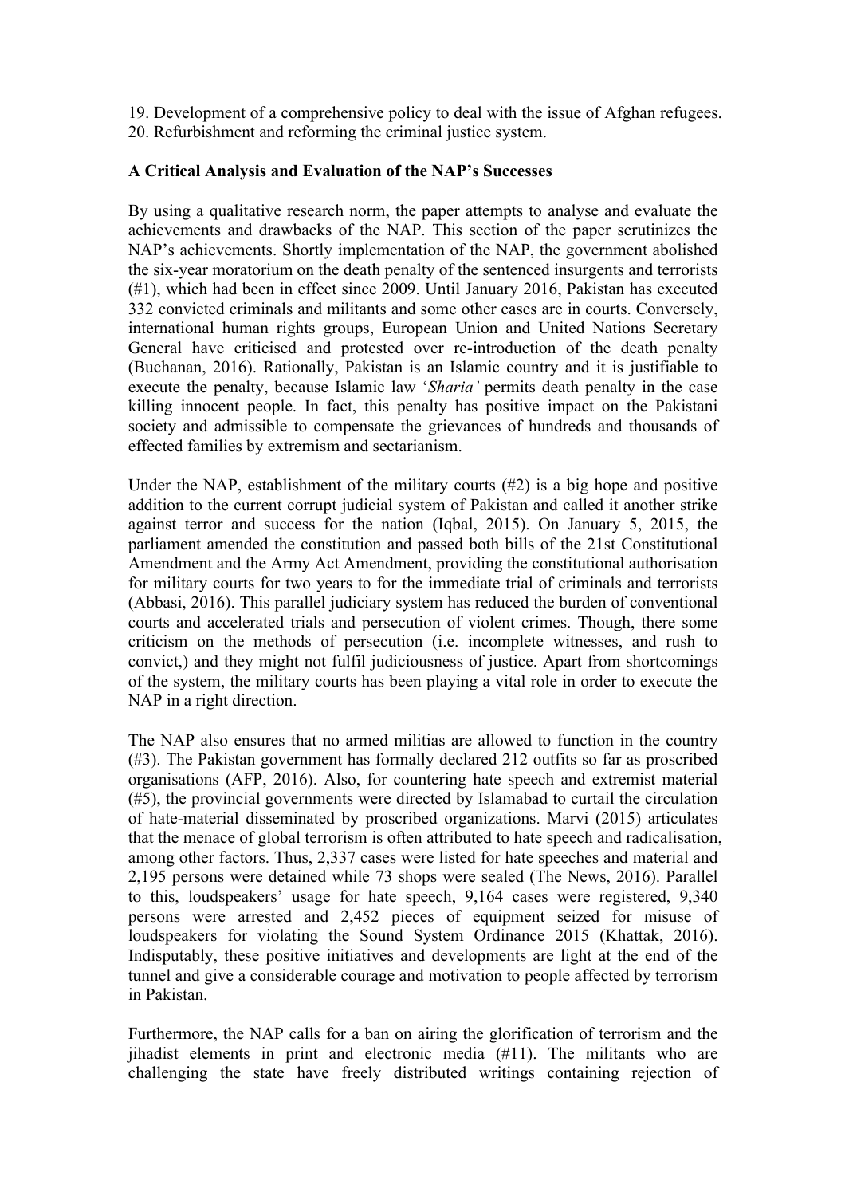19. Development of a comprehensive policy to deal with the issue of Afghan refugees.
20. Refurbishment and reforming the criminal justice system.

**A Critical Analysis and Evaluation of the NAP's Successes**

By using a qualitative research norm, the paper attempts to analyse and evaluate the achievements and drawbacks of the NAP. This section of the paper scrutinizes the NAP's achievements. Shortly implementation of the NAP, the government abolished the six-year moratorium on the death penalty of the sentenced insurgents and terrorists (#1), which had been in effect since 2009. Until January 2016, Pakistan has executed 332 convicted criminals and militants and some other cases are in courts. Conversely, international human rights groups, European Union and United Nations Secretary General have criticised and protested over re-introduction of the death penalty (Buchanan, 2016). Rationally, Pakistan is an Islamic country and it is justifiable to execute the penalty, because Islamic law '*Sharia'* permits death penalty in the case killing innocent people. In fact, this penalty has positive impact on the Pakistani society and admissible to compensate the grievances of hundreds and thousands of effected families by extremism and sectarianism.

Under the NAP, establishment of the military courts (#2) is a big hope and positive addition to the current corrupt judicial system of Pakistan and called it another strike against terror and success for the nation (Iqbal, 2015). On January 5, 2015, the parliament amended the constitution and passed both bills of the 21st Constitutional Amendment and the Army Act Amendment, providing the constitutional authorisation for military courts for two years to for the immediate trial of criminals and terrorists (Abbasi, 2016). This parallel judiciary system has reduced the burden of conventional courts and accelerated trials and persecution of violent crimes. Though, there some criticism on the methods of persecution (i.e. incomplete witnesses, and rush to convict,) and they might not fulfil judiciousness of justice. Apart from shortcomings of the system, the military courts has been playing a vital role in order to execute the NAP in a right direction.

The NAP also ensures that no armed militias are allowed to function in the country (#3). The Pakistan government has formally declared 212 outfits so far as proscribed organisations (AFP, 2016). Also, for countering hate speech and extremist material (#5), the provincial governments were directed by Islamabad to curtail the circulation of hate-material disseminated by proscribed organizations. Marvi (2015) articulates that the menace of global terrorism is often attributed to hate speech and radicalisation, among other factors. Thus, 2,337 cases were listed for hate speeches and material and 2,195 persons were detained while 73 shops were sealed (The News, 2016). Parallel to this, loudspeakers' usage for hate speech, 9,164 cases were registered, 9,340 persons were arrested and 2,452 pieces of equipment seized for misuse of loudspeakers for violating the Sound System Ordinance 2015 (Khattak, 2016). Indisputably, these positive initiatives and developments are light at the end of the tunnel and give a considerable courage and motivation to people affected by terrorism in Pakistan.

Furthermore, the NAP calls for a ban on airing the glorification of terrorism and the jihadist elements in print and electronic media (#11). The militants who are challenging the state have freely distributed writings containing rejection of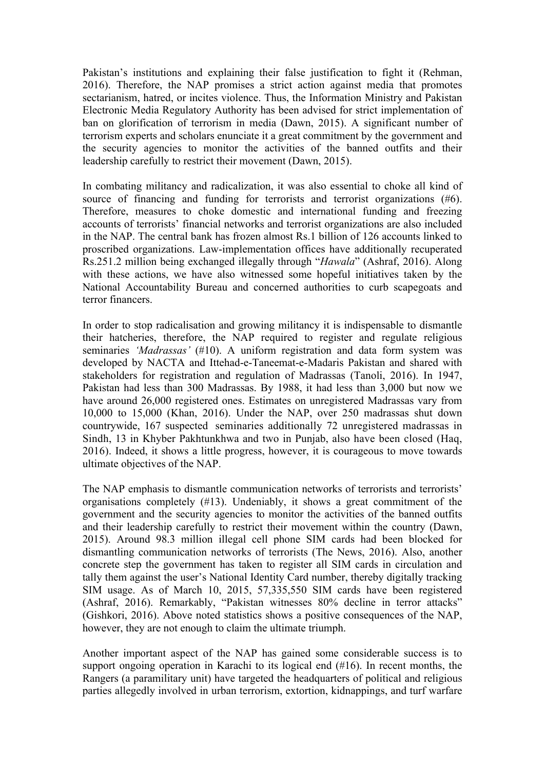Pakistan's institutions and explaining their false justification to fight it (Rehman, 2016). Therefore, the NAP promises a strict action against media that promotes sectarianism, hatred, or incites violence. Thus, the Information Ministry and Pakistan Electronic Media Regulatory Authority has been advised for strict implementation of ban on glorification of terrorism in media (Dawn, 2015). A significant number of terrorism experts and scholars enunciate it a great commitment by the government and the security agencies to monitor the activities of the banned outfits and their leadership carefully to restrict their movement (Dawn, 2015).

In combating militancy and radicalization, it was also essential to choke all kind of source of financing and funding for terrorists and terrorist organizations (#6). Therefore, measures to choke domestic and international funding and freezing accounts of terrorists' financial networks and terrorist organizations are also included in the NAP. The central bank has frozen almost Rs.1 billion of 126 accounts linked to proscribed organizations. Law-implementation offices have additionally recuperated Rs.251.2 million being exchanged illegally through "*Hawala*" (Ashraf, 2016). Along with these actions, we have also witnessed some hopeful initiatives taken by the National Accountability Bureau and concerned authorities to curb scapegoats and terror financers.

In order to stop radicalisation and growing militancy it is indispensable to dismantle their hatcheries, therefore, the NAP required to register and regulate religious seminaries *'Madrassas'* (#10). A uniform registration and data form system was developed by NACTA and Ittehad-e-Taneemat-e-Madaris Pakistan and shared with stakeholders for registration and regulation of Madrassas (Tanoli, 2016). In 1947, Pakistan had less than 300 Madrassas. By 1988, it had less than 3,000 but now we have around 26,000 registered ones. Estimates on unregistered Madrassas vary from 10,000 to 15,000 (Khan, 2016). Under the NAP, over 250 madrassas shut down countrywide, 167 suspected seminaries additionally 72 unregistered madrassas in Sindh, 13 in Khyber Pakhtunkhwa and two in Punjab, also have been closed (Haq, 2016). Indeed, it shows a little progress, however, it is courageous to move towards ultimate objectives of the NAP.

The NAP emphasis to dismantle communication networks of terrorists and terrorists' organisations completely (#13). Undeniably, it shows a great commitment of the government and the security agencies to monitor the activities of the banned outfits and their leadership carefully to restrict their movement within the country (Dawn, 2015). Around 98.3 million illegal cell phone SIM cards had been blocked for dismantling communication networks of terrorists (The News, 2016). Also, another concrete step the government has taken to register all SIM cards in circulation and tally them against the user's National Identity Card number, thereby digitally tracking SIM usage. As of March 10, 2015, 57,335,550 SIM cards have been registered (Ashraf, 2016). Remarkably, "Pakistan witnesses 80% decline in terror attacks" (Gishkori, 2016). Above noted statistics shows a positive consequences of the NAP, however, they are not enough to claim the ultimate triumph.

Another important aspect of the NAP has gained some considerable success is to support ongoing operation in Karachi to its logical end (#16). In recent months, the Rangers (a paramilitary unit) have targeted the headquarters of political and religious parties allegedly involved in urban terrorism, extortion, kidnappings, and turf warfare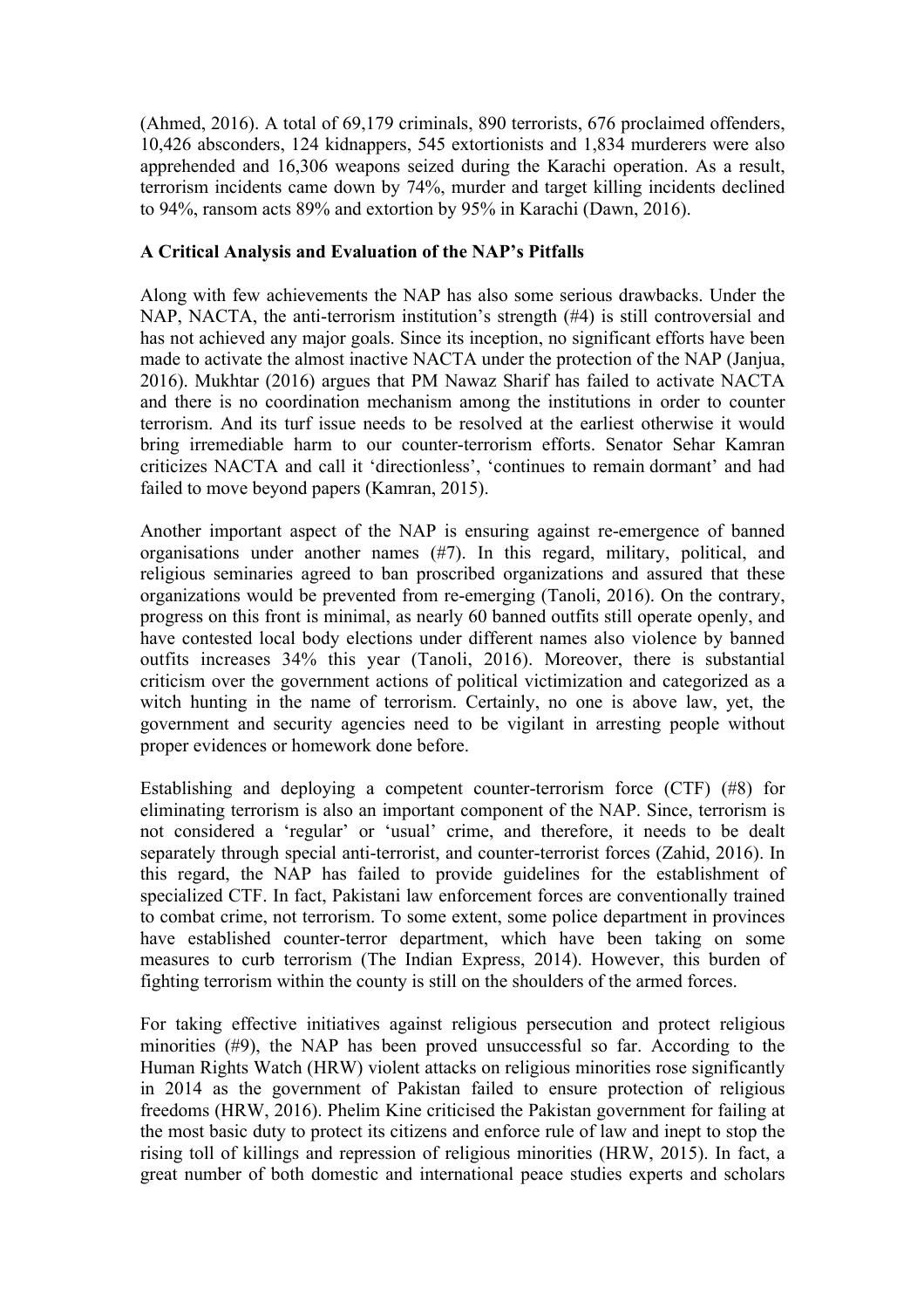(Ahmed, 2016). A total of 69,179 criminals, 890 terrorists, 676 proclaimed offenders, 10,426 absconders, 124 kidnappers, 545 extortionists and 1,834 murderers were also apprehended and 16,306 weapons seized during the Karachi operation. As a result, terrorism incidents came down by 74%, murder and target killing incidents declined to 94%, ransom acts 89% and extortion by 95% in Karachi (Dawn, 2016).

**A Critical Analysis and Evaluation of the NAP's Pitfalls**

Along with few achievements the NAP has also some serious drawbacks. Under the NAP, NACTA, the anti-terrorism institution's strength (#4) is still controversial and has not achieved any major goals. Since its inception, no significant efforts have been made to activate the almost inactive NACTA under the protection of the NAP (Janjua, 2016). Mukhtar (2016) argues that PM Nawaz Sharif has failed to activate NACTA and there is no coordination mechanism among the institutions in order to counter terrorism. And its turf issue needs to be resolved at the earliest otherwise it would bring irremediable harm to our counter-terrorism efforts. Senator Sehar Kamran criticizes NACTA and call it 'directionless', 'continues to remain dormant' and had failed to move beyond papers (Kamran, 2015).

Another important aspect of the NAP is ensuring against re-emergence of banned organisations under another names (#7). In this regard, military, political, and religious seminaries agreed to ban proscribed organizations and assured that these organizations would be prevented from re-emerging (Tanoli, 2016). On the contrary, progress on this front is minimal, as nearly 60 banned outfits still operate openly, and have contested local body elections under different names also violence by banned outfits increases 34% this year (Tanoli, 2016). Moreover, there is substantial criticism over the government actions of political victimization and categorized as a witch hunting in the name of terrorism. Certainly, no one is above law, yet, the government and security agencies need to be vigilant in arresting people without proper evidences or homework done before.

Establishing and deploying a competent counter-terrorism force (CTF) (#8) for eliminating terrorism is also an important component of the NAP. Since, terrorism is not considered a 'regular' or 'usual' crime, and therefore, it needs to be dealt separately through special anti-terrorist, and counter-terrorist forces (Zahid, 2016). In this regard, the NAP has failed to provide guidelines for the establishment of specialized CTF. In fact, Pakistani law enforcement forces are conventionally trained to combat crime, not terrorism. To some extent, some police department in provinces have established counter-terror department, which have been taking on some measures to curb terrorism (The Indian Express, 2014). However, this burden of fighting terrorism within the county is still on the shoulders of the armed forces.

For taking effective initiatives against religious persecution and protect religious minorities (#9), the NAP has been proved unsuccessful so far. According to the Human Rights Watch (HRW) violent attacks on religious minorities rose significantly in 2014 as the government of Pakistan failed to ensure protection of religious freedoms (HRW, 2016). Phelim Kine criticised the Pakistan government for failing at the most basic duty to protect its citizens and enforce rule of law and inept to stop the rising toll of killings and repression of religious minorities (HRW, 2015). In fact, a great number of both domestic and international peace studies experts and scholars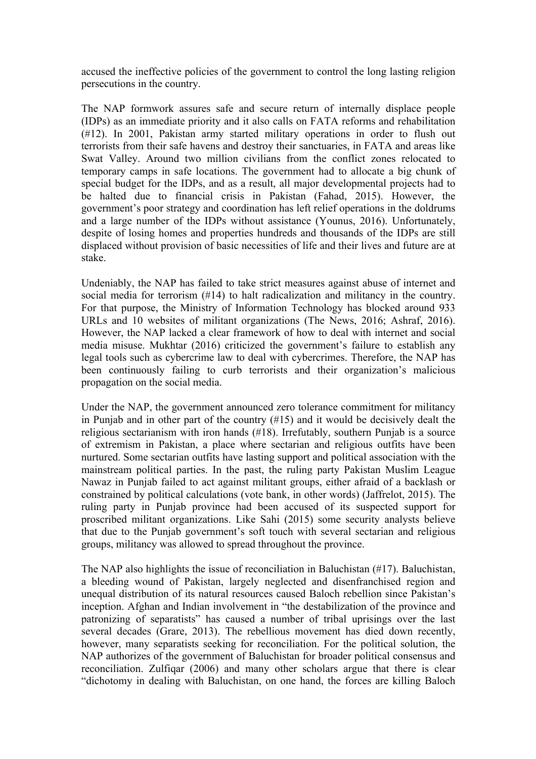accused the ineffective policies of the government to control the long lasting religion persecutions in the country.

The NAP formwork assures safe and secure return of internally displace people (IDPs) as an immediate priority and it also calls on FATA reforms and rehabilitation (#12). In 2001, Pakistan army started military operations in order to flush out terrorists from their safe havens and destroy their sanctuaries, in FATA and areas like Swat Valley. Around two million civilians from the conflict zones relocated to temporary camps in safe locations. The government had to allocate a big chunk of special budget for the IDPs, and as a result, all major developmental projects had to be halted due to financial crisis in Pakistan (Fahad, 2015). However, the government's poor strategy and coordination has left relief operations in the doldrums and a large number of the IDPs without assistance (Younus, 2016). Unfortunately, despite of losing homes and properties hundreds and thousands of the IDPs are still displaced without provision of basic necessities of life and their lives and future are at stake.

Undeniably, the NAP has failed to take strict measures against abuse of internet and social media for terrorism (#14) to halt radicalization and militancy in the country. For that purpose, the Ministry of Information Technology has blocked around 933 URLs and 10 websites of militant organizations (The News, 2016; Ashraf, 2016). However, the NAP lacked a clear framework of how to deal with internet and social media misuse. Mukhtar (2016) criticized the government's failure to establish any legal tools such as cybercrime law to deal with cybercrimes. Therefore, the NAP has been continuously failing to curb terrorists and their organization's malicious propagation on the social media.

Under the NAP, the government announced zero tolerance commitment for militancy in Punjab and in other part of the country (#15) and it would be decisively dealt the religious sectarianism with iron hands (#18). Irrefutably, southern Punjab is a source of extremism in Pakistan, a place where sectarian and religious outfits have been nurtured. Some sectarian outfits have lasting support and political association with the mainstream political parties. In the past, the ruling party Pakistan Muslim League Nawaz in Punjab failed to act against militant groups, either afraid of a backlash or constrained by political calculations (vote bank, in other words) (Jaffrelot, 2015). The ruling party in Punjab province had been accused of its suspected support for proscribed militant organizations. Like Sahi (2015) some security analysts believe that due to the Punjab government's soft touch with several sectarian and religious groups, militancy was allowed to spread throughout the province.

The NAP also highlights the issue of reconciliation in Baluchistan (#17). Baluchistan, a bleeding wound of Pakistan, largely neglected and disenfranchised region and unequal distribution of its natural resources caused Baloch rebellion since Pakistan's inception. Afghan and Indian involvement in "the destabilization of the province and patronizing of separatists" has caused a number of tribal uprisings over the last several decades (Grare, 2013). The rebellious movement has died down recently, however, many separatists seeking for reconciliation. For the political solution, the NAP authorizes of the government of Baluchistan for broader political consensus and reconciliation. Zulfiqar (2006) and many other scholars argue that there is clear "dichotomy in dealing with Baluchistan, on one hand, the forces are killing Baloch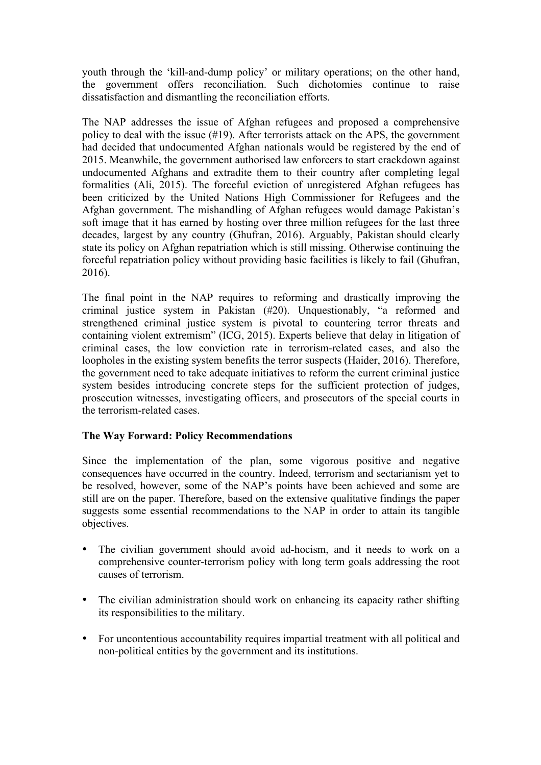youth through the 'kill-and-dump policy' or military operations; on the other hand, the government offers reconciliation. Such dichotomies continue to raise dissatisfaction and dismantling the reconciliation efforts.

The NAP addresses the issue of Afghan refugees and proposed a comprehensive policy to deal with the issue (#19). After terrorists attack on the APS, the government had decided that undocumented Afghan nationals would be registered by the end of 2015. Meanwhile, the government authorised law enforcers to start crackdown against undocumented Afghans and extradite them to their country after completing legal formalities (Ali, 2015). The forceful eviction of unregistered Afghan refugees has been criticized by the United Nations High Commissioner for Refugees and the Afghan government. The mishandling of Afghan refugees would damage Pakistan's soft image that it has earned by hosting over three million refugees for the last three decades, largest by any country (Ghufran, 2016). Arguably, Pakistan should clearly state its policy on Afghan repatriation which is still missing. Otherwise continuing the forceful repatriation policy without providing basic facilities is likely to fail (Ghufran, 2016).

The final point in the NAP requires to reforming and drastically improving the criminal justice system in Pakistan (#20). Unquestionably, "a reformed and strengthened criminal justice system is pivotal to countering terror threats and containing violent extremism" (ICG, 2015). Experts believe that delay in litigation of criminal cases, the low conviction rate in terrorism-related cases, and also the loopholes in the existing system benefits the terror suspects (Haider, 2016). Therefore, the government need to take adequate initiatives to reform the current criminal justice system besides introducing concrete steps for the sufficient protection of judges, prosecution witnesses, investigating officers, and prosecutors of the special courts in the terrorism-related cases.

**The Way Forward: Policy Recommendations**

Since the implementation of the plan, some vigorous positive and negative consequences have occurred in the country. Indeed, terrorism and sectarianism yet to be resolved, however, some of the NAP's points have been achieved and some are still are on the paper. Therefore, based on the extensive qualitative findings the paper suggests some essential recommendations to the NAP in order to attain its tangible objectives.

- The civilian government should avoid ad-hocism, and it needs to work on a comprehensive counter-terrorism policy with long term goals addressing the root causes of terrorism.

- The civilian administration should work on enhancing its capacity rather shifting its responsibilities to the military.

- For uncontentious accountability requires impartial treatment with all political and non-political entities by the government and its institutions.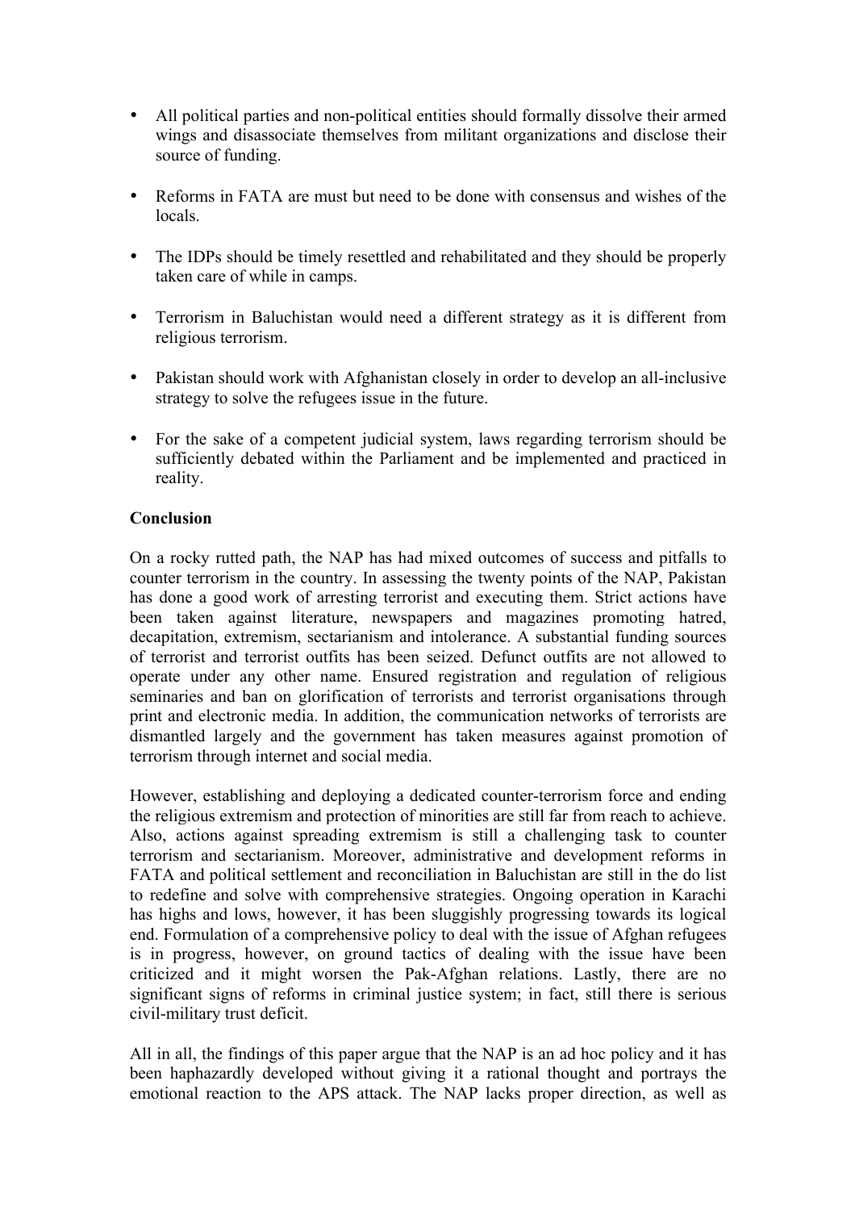- All political parties and non-political entities should formally dissolve their armed wings and disassociate themselves from militant organizations and disclose their source of funding.

- Reforms in FATA are must but need to be done with consensus and wishes of the locals.

- The IDPs should be timely resettled and rehabilitated and they should be properly taken care of while in camps.

- Terrorism in Baluchistan would need a different strategy as it is different from religious terrorism.

- Pakistan should work with Afghanistan closely in order to develop an all-inclusive strategy to solve the refugees issue in the future.

- For the sake of a competent judicial system, laws regarding terrorism should be sufficiently debated within the Parliament and be implemented and practiced in reality.

**Conclusion**

On a rocky rutted path, the NAP has had mixed outcomes of success and pitfalls to counter terrorism in the country. In assessing the twenty points of the NAP, Pakistan has done a good work of arresting terrorist and executing them. Strict actions have been taken against literature, newspapers and magazines promoting hatred, decapitation, extremism, sectarianism and intolerance. A substantial funding sources of terrorist and terrorist outfits has been seized. Defunct outfits are not allowed to operate under any other name. Ensured registration and regulation of religious seminaries and ban on glorification of terrorists and terrorist organisations through print and electronic media. In addition, the communication networks of terrorists are dismantled largely and the government has taken measures against promotion of terrorism through internet and social media.

However, establishing and deploying a dedicated counter-terrorism force and ending the religious extremism and protection of minorities are still far from reach to achieve. Also, actions against spreading extremism is still a challenging task to counter terrorism and sectarianism. Moreover, administrative and development reforms in FATA and political settlement and reconciliation in Baluchistan are still in the do list to redefine and solve with comprehensive strategies. Ongoing operation in Karachi has highs and lows, however, it has been sluggishly progressing towards its logical end. Formulation of a comprehensive policy to deal with the issue of Afghan refugees is in progress, however, on ground tactics of dealing with the issue have been criticized and it might worsen the Pak-Afghan relations. Lastly, there are no significant signs of reforms in criminal justice system; in fact, still there is serious civil-military trust deficit.

All in all, the findings of this paper argue that the NAP is an ad hoc policy and it has been haphazardly developed without giving it a rational thought and portrays the emotional reaction to the APS attack. The NAP lacks proper direction, as well as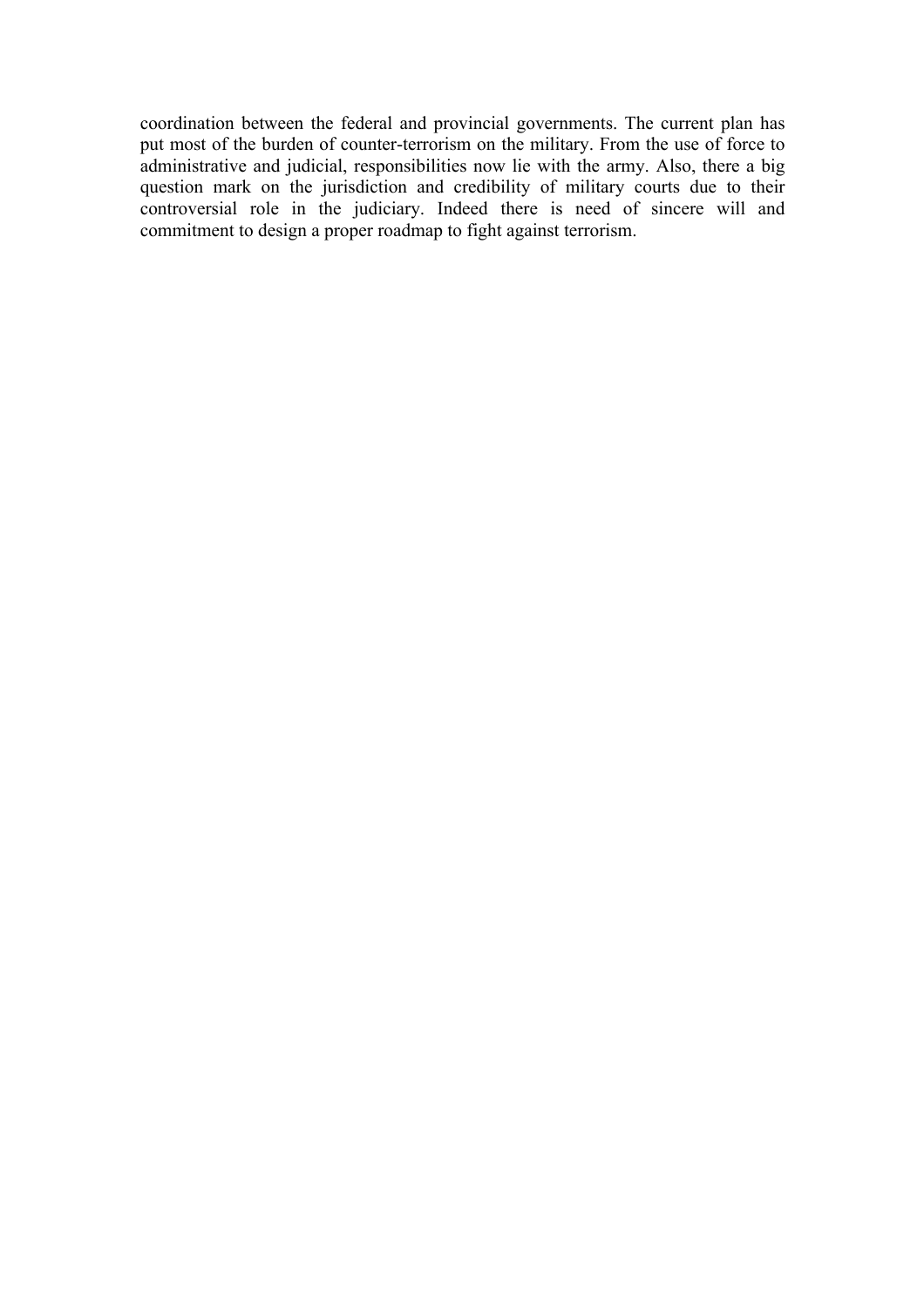coordination between the federal and provincial governments. The current plan has put most of the burden of counter-terrorism on the military. From the use of force to administrative and judicial, responsibilities now lie with the army. Also, there a big question mark on the jurisdiction and credibility of military courts due to their controversial role in the judiciary. Indeed there is need of sincere will and commitment to design a proper roadmap to fight against terrorism.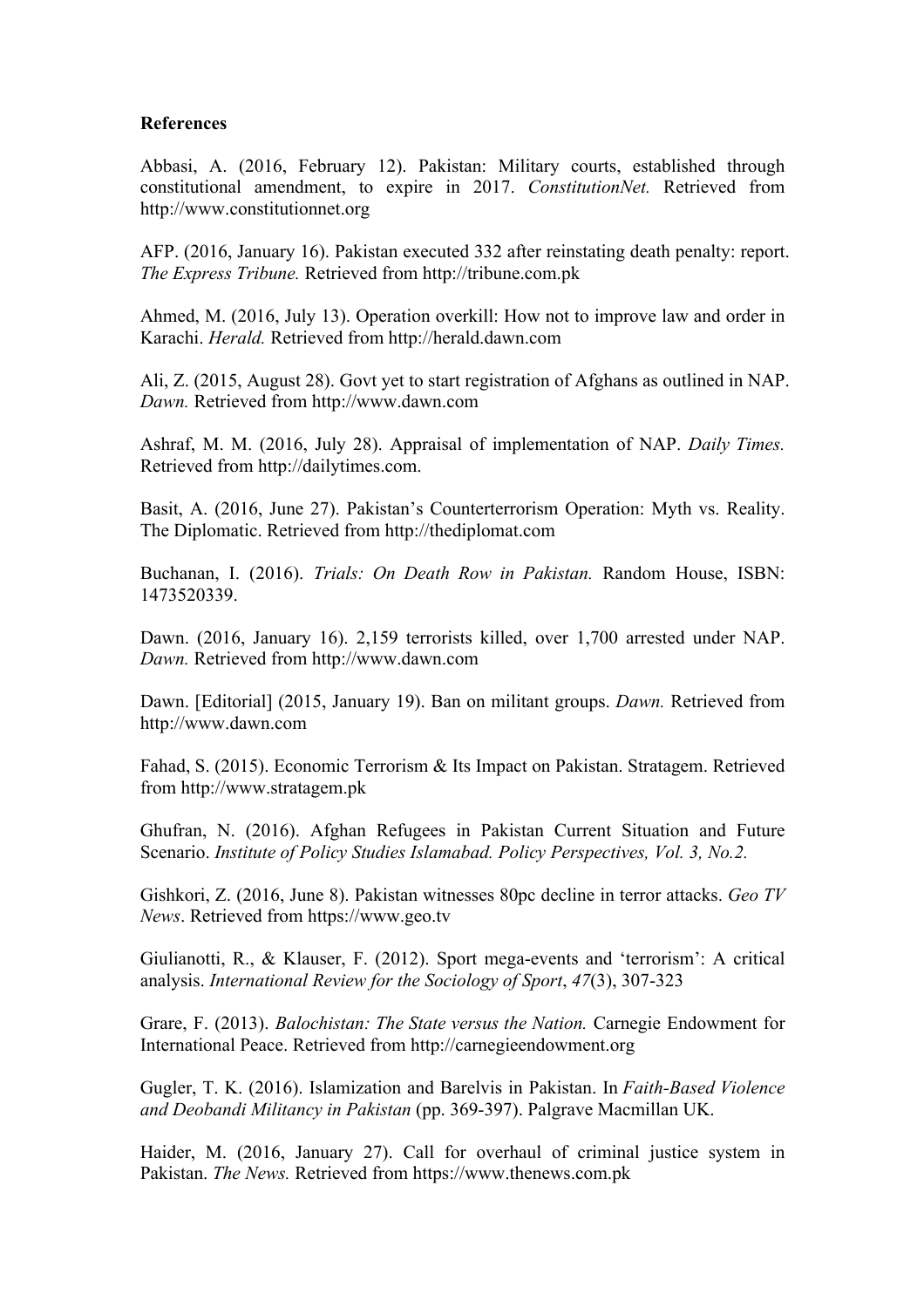**References**

Abbasi, A. (2016, February 12). Pakistan: Military courts, established through constitutional amendment, to expire in 2017. *ConstitutionNet.* Retrieved from http://www.constitutionnet.org

AFP. (2016, January 16). Pakistan executed 332 after reinstating death penalty: report. *The Express Tribune.* Retrieved from http://tribune.com.pk

Ahmed, M. (2016, July 13). Operation overkill: How not to improve law and order in Karachi. *Herald.* Retrieved from http://herald.dawn.com

Ali, Z. (2015, August 28). Govt yet to start registration of Afghans as outlined in NAP. *Dawn.* Retrieved from http://www.dawn.com

Ashraf, M. M. (2016, July 28). Appraisal of implementation of NAP. *Daily Times.* Retrieved from http://dailytimes.com.

Basit, A. (2016, June 27). Pakistan's Counterterrorism Operation: Myth vs. Reality. The Diplomatic. Retrieved from http://thediplomat.com

Buchanan, I. (2016). *Trials: On Death Row in Pakistan.* Random House, ISBN: 1473520339.

Dawn. (2016, January 16). 2,159 terrorists killed, over 1,700 arrested under NAP. *Dawn.* Retrieved from http://www.dawn.com

Dawn. [Editorial] (2015, January 19). Ban on militant groups. *Dawn.* Retrieved from http://www.dawn.com

Fahad, S. (2015). Economic Terrorism & Its Impact on Pakistan. Stratagem. Retrieved from http://www.stratagem.pk

Ghufran, N. (2016). Afghan Refugees in Pakistan Current Situation and Future Scenario. *Institute of Policy Studies Islamabad. Policy Perspectives, Vol. 3, No.2.*

Gishkori, Z. (2016, June 8). Pakistan witnesses 80pc decline in terror attacks. *Geo TV News*. Retrieved from https://www.geo.tv

Giulianotti, R., & Klauser, F. (2012). Sport mega-events and 'terrorism': A critical analysis. *International Review for the Sociology of Sport*, *47*(3), 307-323

Grare, F. (2013). *Balochistan: The State versus the Nation.* Carnegie Endowment for International Peace. Retrieved from http://carnegieendowment.org

Gugler, T. K. (2016). Islamization and Barelvis in Pakistan. In *Faith-Based Violence and Deobandi Militancy in Pakistan* (pp. 369-397). Palgrave Macmillan UK.

Haider, M. (2016, January 27). Call for overhaul of criminal justice system in Pakistan. *The News.* Retrieved from https://www.thenews.com.pk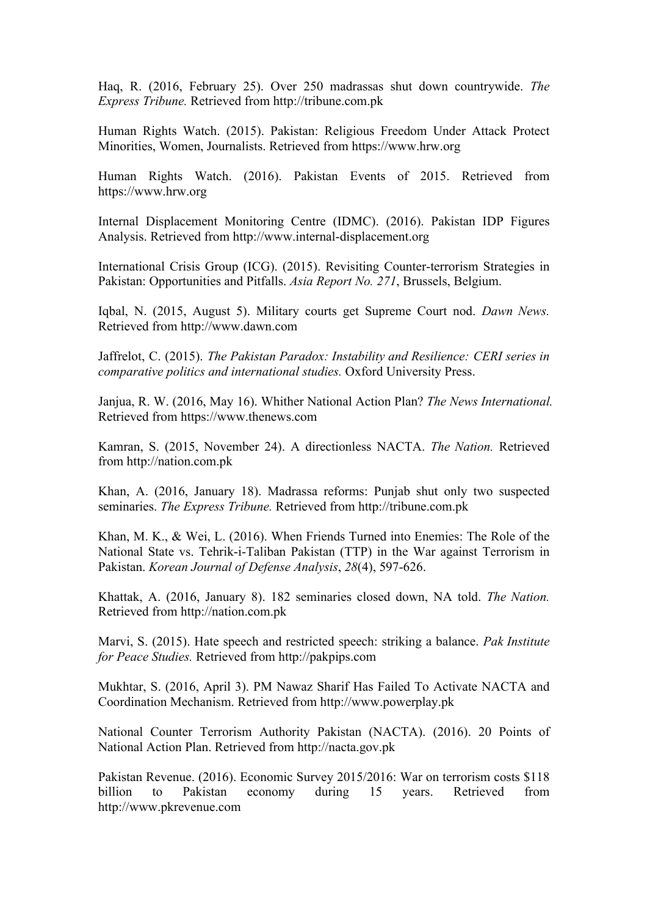Haq, R. (2016, February 25). Over 250 madrassas shut down countrywide. *The Express Tribune.* Retrieved from http://tribune.com.pk

Human Rights Watch. (2015). Pakistan: Religious Freedom Under Attack Protect Minorities, Women, Journalists. Retrieved from https://www.hrw.org

Human Rights Watch. (2016). Pakistan Events of 2015. Retrieved from https://www.hrw.org

Internal Displacement Monitoring Centre (IDMC). (2016). Pakistan IDP Figures Analysis. Retrieved from http://www.internal-displacement.org

International Crisis Group (ICG). (2015). Revisiting Counter-terrorism Strategies in Pakistan: Opportunities and Pitfalls. *Asia Report No. 271*, Brussels, Belgium.

Iqbal, N. (2015, August 5). Military courts get Supreme Court nod. *Dawn News.* Retrieved from http://www.dawn.com

Jaffrelot, C. (2015). *The Pakistan Paradox: Instability and Resilience: CERI series in comparative politics and international studies.* Oxford University Press.

Janjua, R. W. (2016, May 16). Whither National Action Plan? *The News International.* Retrieved from https://www.thenews.com

Kamran, S. (2015, November 24). A directionless NACTA. *The Nation.* Retrieved from http://nation.com.pk

Khan, A. (2016, January 18). Madrassa reforms: Punjab shut only two suspected seminaries. *The Express Tribune.* Retrieved from http://tribune.com.pk

Khan, M. K., & Wei, L. (2016). When Friends Turned into Enemies: The Role of the National State vs. Tehrik-i-Taliban Pakistan (TTP) in the War against Terrorism in Pakistan. *Korean Journal of Defense Analysis*, *28*(4), 597-626.

Khattak, A. (2016, January 8). 182 seminaries closed down, NA told. *The Nation.* Retrieved from http://nation.com.pk

Marvi, S. (2015). Hate speech and restricted speech: striking a balance. *Pak Institute for Peace Studies.* Retrieved from http://pakpips.com

Mukhtar, S. (2016, April 3). PM Nawaz Sharif Has Failed To Activate NACTA and Coordination Mechanism. Retrieved from http://www.powerplay.pk

National Counter Terrorism Authority Pakistan (NACTA). (2016). 20 Points of National Action Plan. Retrieved from http://nacta.gov.pk

Pakistan Revenue. (2016). Economic Survey 2015/2016: War on terrorism costs $118 billion to Pakistan economy during 15 years. Retrieved from http://www.pkrevenue.com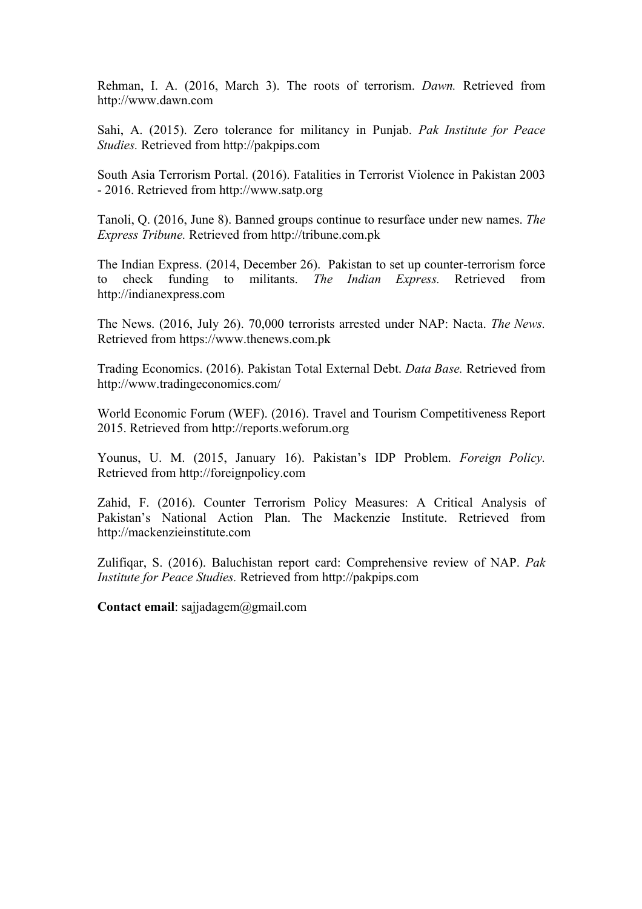Rehman, I. A. (2016, March 3). The roots of terrorism. *Dawn.* Retrieved from http://www.dawn.com

Sahi, A. (2015). Zero tolerance for militancy in Punjab. *Pak Institute for Peace Studies.* Retrieved from http://pakpips.com

South Asia Terrorism Portal. (2016). Fatalities in Terrorist Violence in Pakistan 2003 - 2016. Retrieved from http://www.satp.org

Tanoli, Q. (2016, June 8). Banned groups continue to resurface under new names. *The Express Tribune.* Retrieved from http://tribune.com.pk

The Indian Express. (2014, December 26). Pakistan to set up counter-terrorism force to check funding to militants. *The Indian Express.* Retrieved from http://indianexpress.com

The News. (2016, July 26). 70,000 terrorists arrested under NAP: Nacta. *The News.* Retrieved from https://www.thenews.com.pk

Trading Economics. (2016). Pakistan Total External Debt. *Data Base.* Retrieved from http://www.tradingeconomics.com/

World Economic Forum (WEF). (2016). Travel and Tourism Competitiveness Report 2015. Retrieved from http://reports.weforum.org

Younus, U. M. (2015, January 16). Pakistan's IDP Problem. *Foreign Policy.* Retrieved from http://foreignpolicy.com

Zahid, F. (2016). Counter Terrorism Policy Measures: A Critical Analysis of Pakistan's National Action Plan. The Mackenzie Institute. Retrieved from http://mackenzieinstitute.com

Zulifiqar, S. (2016). Baluchistan report card: Comprehensive review of NAP. *Pak Institute for Peace Studies.* Retrieved from http://pakpips.com

**Contact email**: sajjadagem@gmail.com